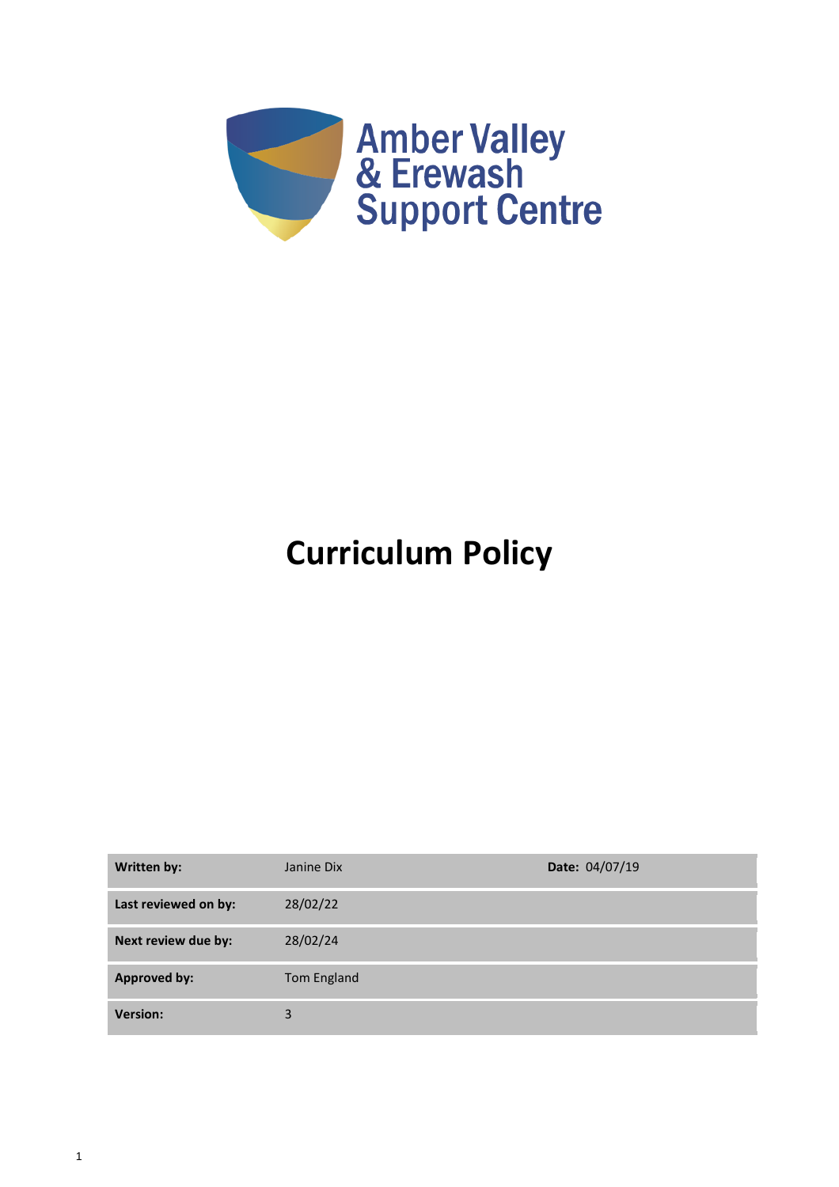Amber Valley & Erewash Support Centre

# Curriculum Policy

| Written by: | Janine Dix | Date: 04/07/19 |
|---|---|---|
| Last reviewed on by: | 28/02/22 | |
| Next review due by: | 28/02/24 | |
| Approved by: | Tom England | |
| Version: | 3 | |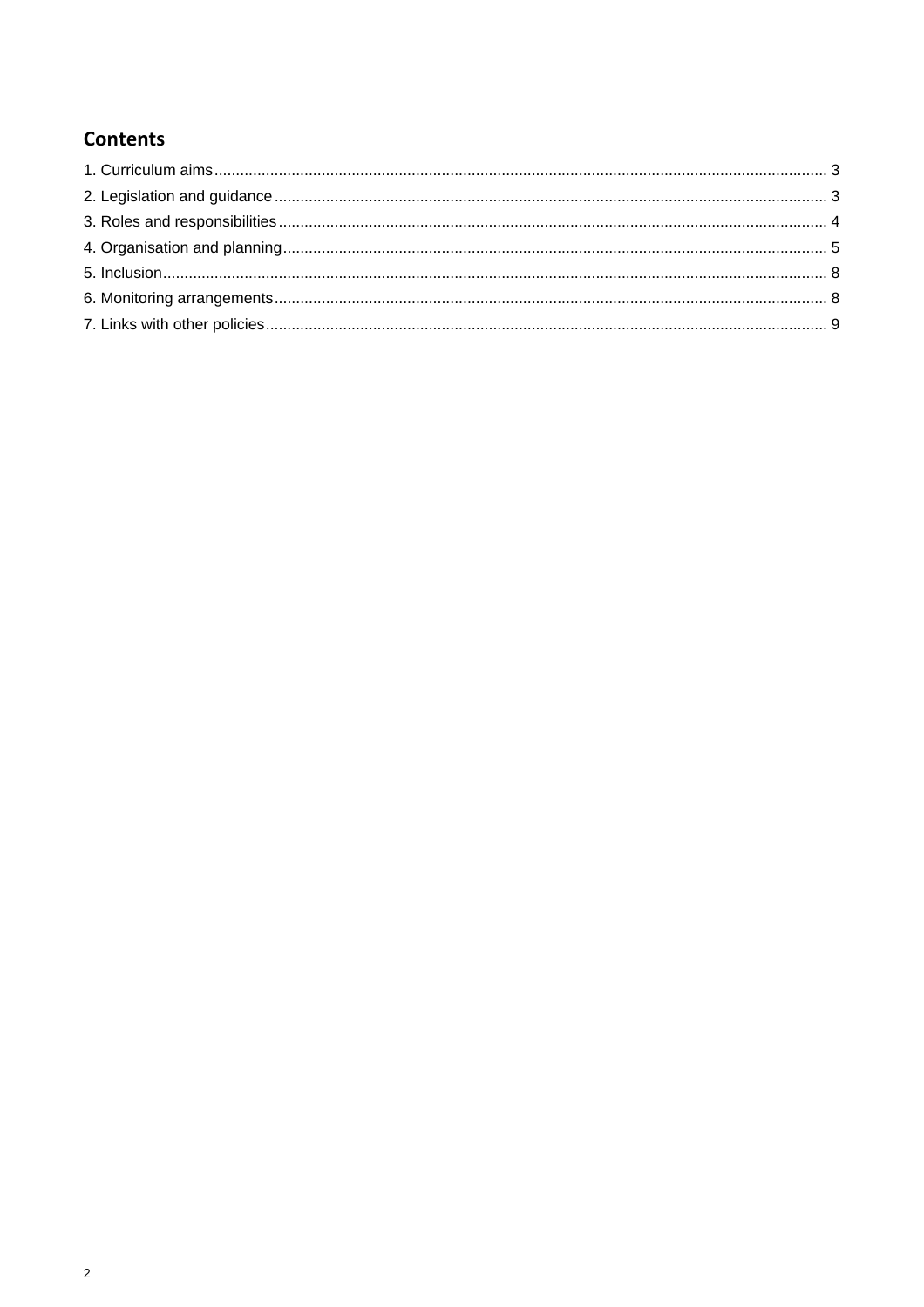## Contents

1. Curriculum aims ........ 3
2. Legislation and guidance ........ 3
3. Roles and responsibilities ........ 4
4. Organisation and planning ........ 5
5. Inclusion ........ 8
6. Monitoring arrangements ........ 8
7. Links with other policies ........ 9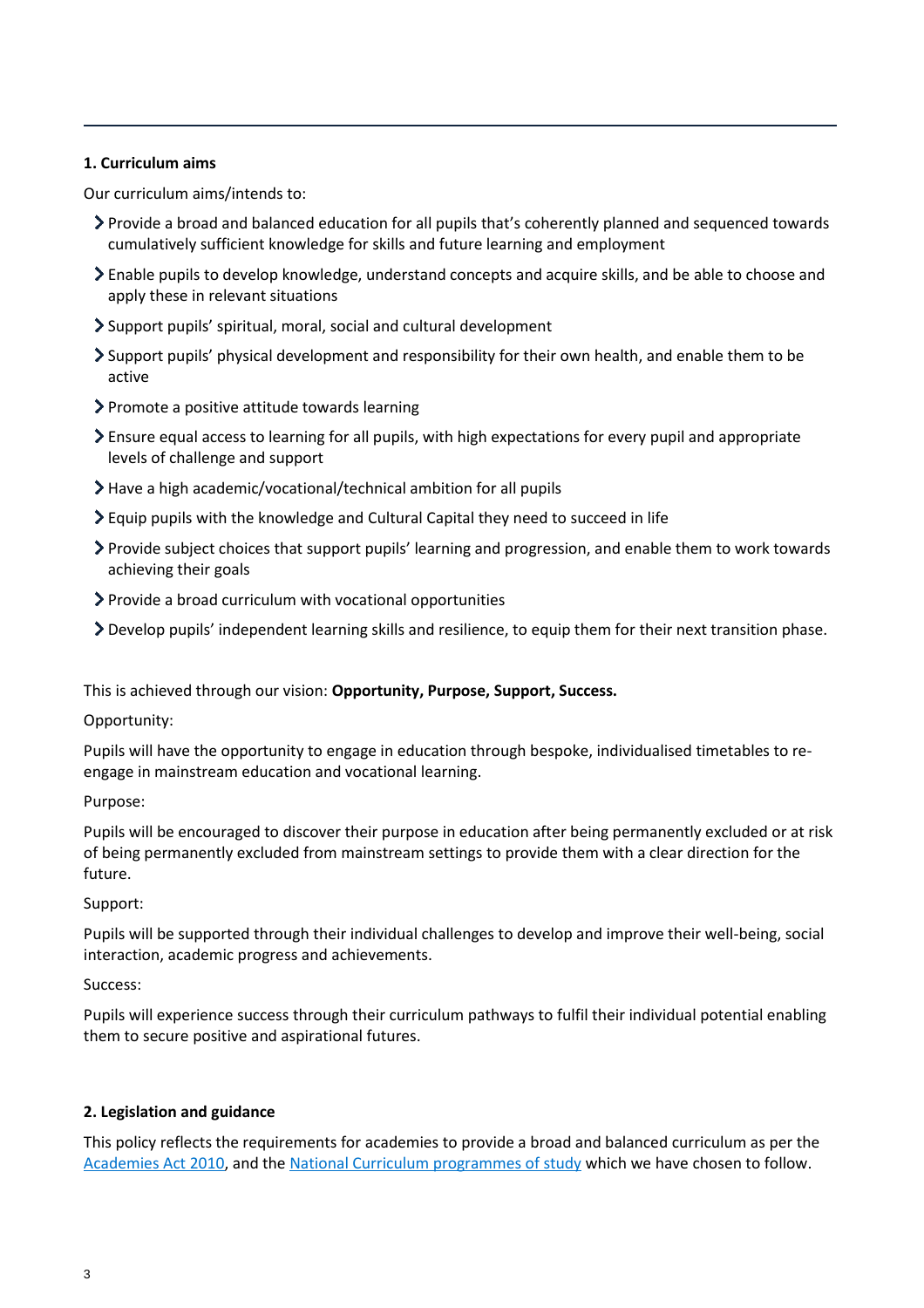### 1. Curriculum aims

Our curriculum aims/intends to:

- Provide a broad and balanced education for all pupils that's coherently planned and sequenced towards cumulatively sufficient knowledge for skills and future learning and employment
- Enable pupils to develop knowledge, understand concepts and acquire skills, and be able to choose and apply these in relevant situations
- Support pupils' spiritual, moral, social and cultural development
- Support pupils' physical development and responsibility for their own health, and enable them to be active
- Promote a positive attitude towards learning
- Ensure equal access to learning for all pupils, with high expectations for every pupil and appropriate levels of challenge and support
- Have a high academic/vocational/technical ambition for all pupils
- Equip pupils with the knowledge and Cultural Capital they need to succeed in life
- Provide subject choices that support pupils' learning and progression, and enable them to work towards achieving their goals
- Provide a broad curriculum with vocational opportunities
- Develop pupils' independent learning skills and resilience, to equip them for their next transition phase.

This is achieved through our vision: **Opportunity, Purpose, Support, Success.**

Opportunity:

Pupils will have the opportunity to engage in education through bespoke, individualised timetables to re-engage in mainstream education and vocational learning.

Purpose:

Pupils will be encouraged to discover their purpose in education after being permanently excluded or at risk of being permanently excluded from mainstream settings to provide them with a clear direction for the future.

Support:

Pupils will be supported through their individual challenges to develop and improve their well-being, social interaction, academic progress and achievements.

Success:

Pupils will experience success through their curriculum pathways to fulfil their individual potential enabling them to secure positive and aspirational futures.

### 2. Legislation and guidance

This policy reflects the requirements for academies to provide a broad and balanced curriculum as per the Academies Act 2010, and the National Curriculum programmes of study which we have chosen to follow.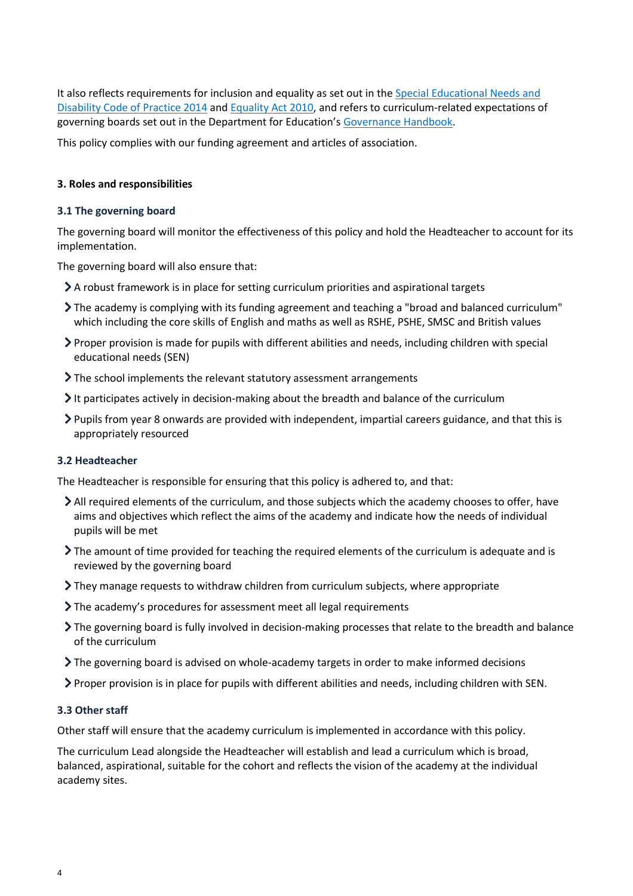It also reflects requirements for inclusion and equality as set out in the [Special Educational Needs and Disability Code of Practice 2014](#) and [Equality Act 2010](#), and refers to curriculum-related expectations of governing boards set out in the Department for Education's [Governance Handbook](#).

This policy complies with our funding agreement and articles of association.

## 3. Roles and responsibilities

### 3.1 The governing board

The governing board will monitor the effectiveness of this policy and hold the Headteacher to account for its implementation.

The governing board will also ensure that:

- A robust framework is in place for setting curriculum priorities and aspirational targets
- The academy is complying with its funding agreement and teaching a "broad and balanced curriculum" which including the core skills of English and maths as well as RSHE, PSHE, SMSC and British values
- Proper provision is made for pupils with different abilities and needs, including children with special educational needs (SEN)
- The school implements the relevant statutory assessment arrangements
- It participates actively in decision-making about the breadth and balance of the curriculum
- Pupils from year 8 onwards are provided with independent, impartial careers guidance, and that this is appropriately resourced

### 3.2 Headteacher

The Headteacher is responsible for ensuring that this policy is adhered to, and that:

- All required elements of the curriculum, and those subjects which the academy chooses to offer, have aims and objectives which reflect the aims of the academy and indicate how the needs of individual pupils will be met
- The amount of time provided for teaching the required elements of the curriculum is adequate and is reviewed by the governing board
- They manage requests to withdraw children from curriculum subjects, where appropriate
- The academy's procedures for assessment meet all legal requirements
- The governing board is fully involved in decision-making processes that relate to the breadth and balance of the curriculum
- The governing board is advised on whole-academy targets in order to make informed decisions
- Proper provision is in place for pupils with different abilities and needs, including children with SEN.

### 3.3 Other staff

Other staff will ensure that the academy curriculum is implemented in accordance with this policy.

The curriculum Lead alongside the Headteacher will establish and lead a curriculum which is broad, balanced, aspirational, suitable for the cohort and reflects the vision of the academy at the individual academy sites.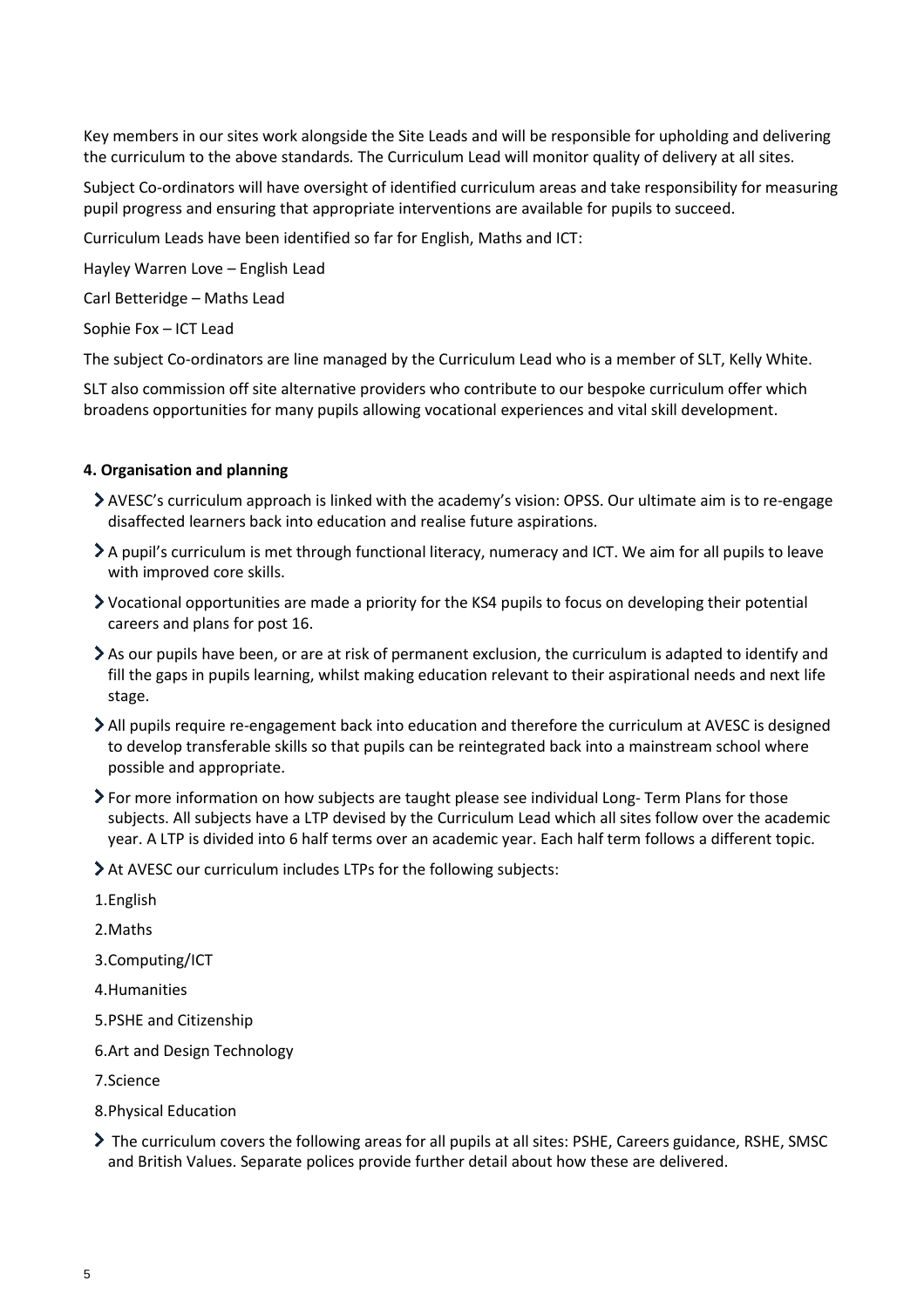Key members in our sites work alongside the Site Leads and will be responsible for upholding and delivering the curriculum to the above standards. The Curriculum Lead will monitor quality of delivery at all sites.

Subject Co-ordinators will have oversight of identified curriculum areas and take responsibility for measuring pupil progress and ensuring that appropriate interventions are available for pupils to succeed.

Curriculum Leads have been identified so far for English, Maths and ICT:

Hayley Warren Love – English Lead

Carl Betteridge – Maths Lead

Sophie Fox – ICT Lead

The subject Co-ordinators are line managed by the Curriculum Lead who is a member of SLT, Kelly White.

SLT also commission off site alternative providers who contribute to our bespoke curriculum offer which broadens opportunities for many pupils allowing vocational experiences and vital skill development.

**4. Organisation and planning**

- AVESC's curriculum approach is linked with the academy's vision: OPSS. Our ultimate aim is to re-engage disaffected learners back into education and realise future aspirations.
- A pupil's curriculum is met through functional literacy, numeracy and ICT. We aim for all pupils to leave with improved core skills.
- Vocational opportunities are made a priority for the KS4 pupils to focus on developing their potential careers and plans for post 16.
- As our pupils have been, or are at risk of permanent exclusion, the curriculum is adapted to identify and fill the gaps in pupils learning, whilst making education relevant to their aspirational needs and next life stage.
- All pupils require re-engagement back into education and therefore the curriculum at AVESC is designed to develop transferable skills so that pupils can be reintegrated back into a mainstream school where possible and appropriate.
- For more information on how subjects are taught please see individual Long- Term Plans for those subjects. All subjects have a LTP devised by the Curriculum Lead which all sites follow over the academic year. A LTP is divided into 6 half terms over an academic year. Each half term follows a different topic.
- At AVESC our curriculum includes LTPs for the following subjects:

1.English

2.Maths

3.Computing/ICT

4.Humanities

5.PSHE and Citizenship

6.Art and Design Technology

7.Science

8.Physical Education

- The curriculum covers the following areas for all pupils at all sites: PSHE, Careers guidance, RSHE, SMSC and British Values. Separate polices provide further detail about how these are delivered.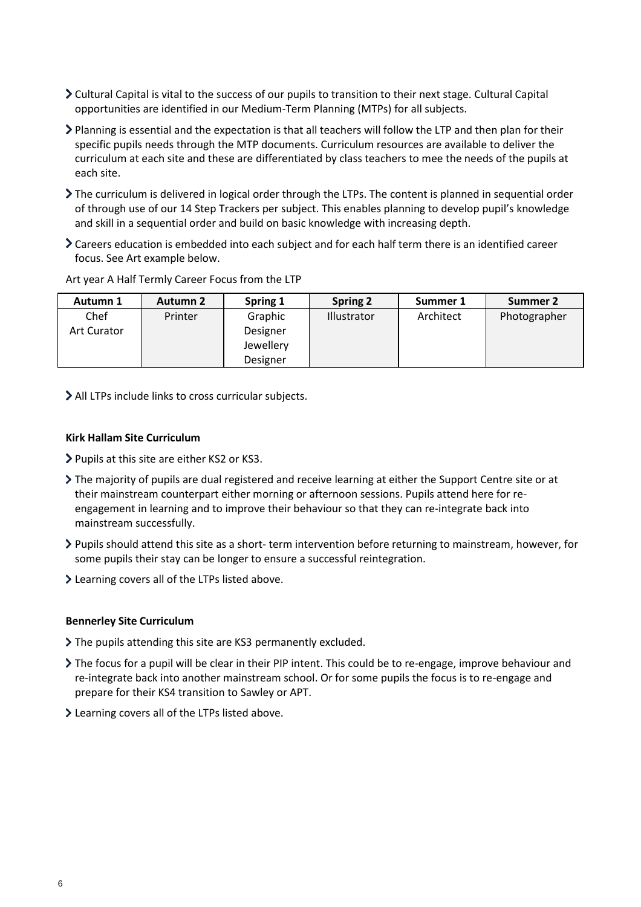- Cultural Capital is vital to the success of our pupils to transition to their next stage. Cultural Capital opportunities are identified in our Medium-Term Planning (MTPs) for all subjects.
- Planning is essential and the expectation is that all teachers will follow the LTP and then plan for their specific pupils needs through the MTP documents. Curriculum resources are available to deliver the curriculum at each site and these are differentiated by class teachers to mee the needs of the pupils at each site.
- The curriculum is delivered in logical order through the LTPs. The content is planned in sequential order of through use of our 14 Step Trackers per subject. This enables planning to develop pupil's knowledge and skill in a sequential order and build on basic knowledge with increasing depth.
- Careers education is embedded into each subject and for each half term there is an identified career focus. See Art example below.

Art year A Half Termly Career Focus from the LTP

| Autumn 1 | Autumn 2 | Spring 1 | Spring 2 | Summer 1 | Summer 2 |
|---|---|---|---|---|---|
| Chef<br>Art Curator | Printer | Graphic Designer<br>Jewellery Designer | Illustrator | Architect | Photographer |

- All LTPs include links to cross curricular subjects.

**Kirk Hallam Site Curriculum**

- Pupils at this site are either KS2 or KS3.
- The majority of pupils are dual registered and receive learning at either the Support Centre site or at their mainstream counterpart either morning or afternoon sessions. Pupils attend here for re-engagement in learning and to improve their behaviour so that they can re-integrate back into mainstream successfully.
- Pupils should attend this site as a short- term intervention before returning to mainstream, however, for some pupils their stay can be longer to ensure a successful reintegration.
- Learning covers all of the LTPs listed above.

**Bennerley Site Curriculum**

- The pupils attending this site are KS3 permanently excluded.
- The focus for a pupil will be clear in their PIP intent. This could be to re-engage, improve behaviour and re-integrate back into another mainstream school. Or for some pupils the focus is to re-engage and prepare for their KS4 transition to Sawley or APT.
- Learning covers all of the LTPs listed above.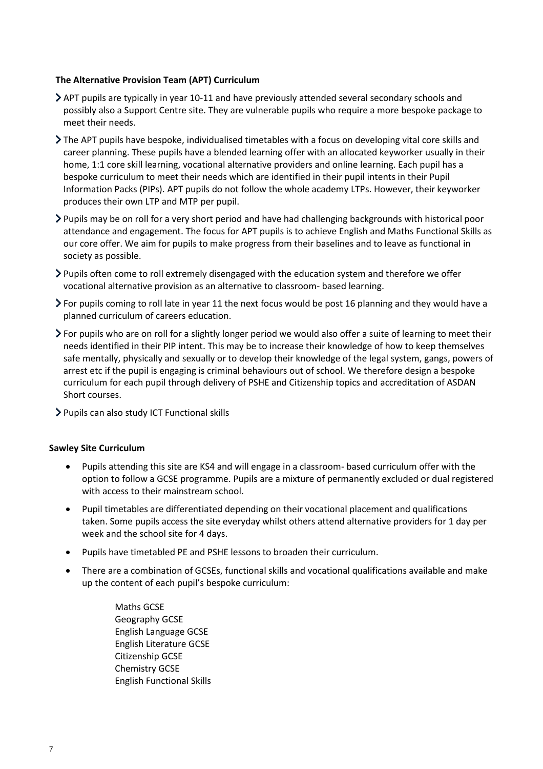**The Alternative Provision Team (APT) Curriculum**

- APT pupils are typically in year 10-11 and have previously attended several secondary schools and possibly also a Support Centre site. They are vulnerable pupils who require a more bespoke package to meet their needs.
- The APT pupils have bespoke, individualised timetables with a focus on developing vital core skills and career planning. These pupils have a blended learning offer with an allocated keyworker usually in their home, 1:1 core skill learning, vocational alternative providers and online learning. Each pupil has a bespoke curriculum to meet their needs which are identified in their pupil intents in their Pupil Information Packs (PIPs). APT pupils do not follow the whole academy LTPs. However, their keyworker produces their own LTP and MTP per pupil.
- Pupils may be on roll for a very short period and have had challenging backgrounds with historical poor attendance and engagement. The focus for APT pupils is to achieve English and Maths Functional Skills as our core offer. We aim for pupils to make progress from their baselines and to leave as functional in society as possible.
- Pupils often come to roll extremely disengaged with the education system and therefore we offer vocational alternative provision as an alternative to classroom- based learning.
- For pupils coming to roll late in year 11 the next focus would be post 16 planning and they would have a planned curriculum of careers education.
- For pupils who are on roll for a slightly longer period we would also offer a suite of learning to meet their needs identified in their PIP intent. This may be to increase their knowledge of how to keep themselves safe mentally, physically and sexually or to develop their knowledge of the legal system, gangs, powers of arrest etc if the pupil is engaging is criminal behaviours out of school. We therefore design a bespoke curriculum for each pupil through delivery of PSHE and Citizenship topics and accreditation of ASDAN Short courses.
- Pupils can also study ICT Functional skills

**Sawley Site Curriculum**

- Pupils attending this site are KS4 and will engage in a classroom- based curriculum offer with the option to follow a GCSE programme. Pupils are a mixture of permanently excluded or dual registered with access to their mainstream school.
- Pupil timetables are differentiated depending on their vocational placement and qualifications taken. Some pupils access the site everyday whilst others attend alternative providers for 1 day per week and the school site for 4 days.
- Pupils have timetabled PE and PSHE lessons to broaden their curriculum.
- There are a combination of GCSEs, functional skills and vocational qualifications available and make up the content of each pupil's bespoke curriculum:

  Maths GCSE
  Geography GCSE
  English Language GCSE
  English Literature GCSE
  Citizenship GCSE
  Chemistry GCSE
  English Functional Skills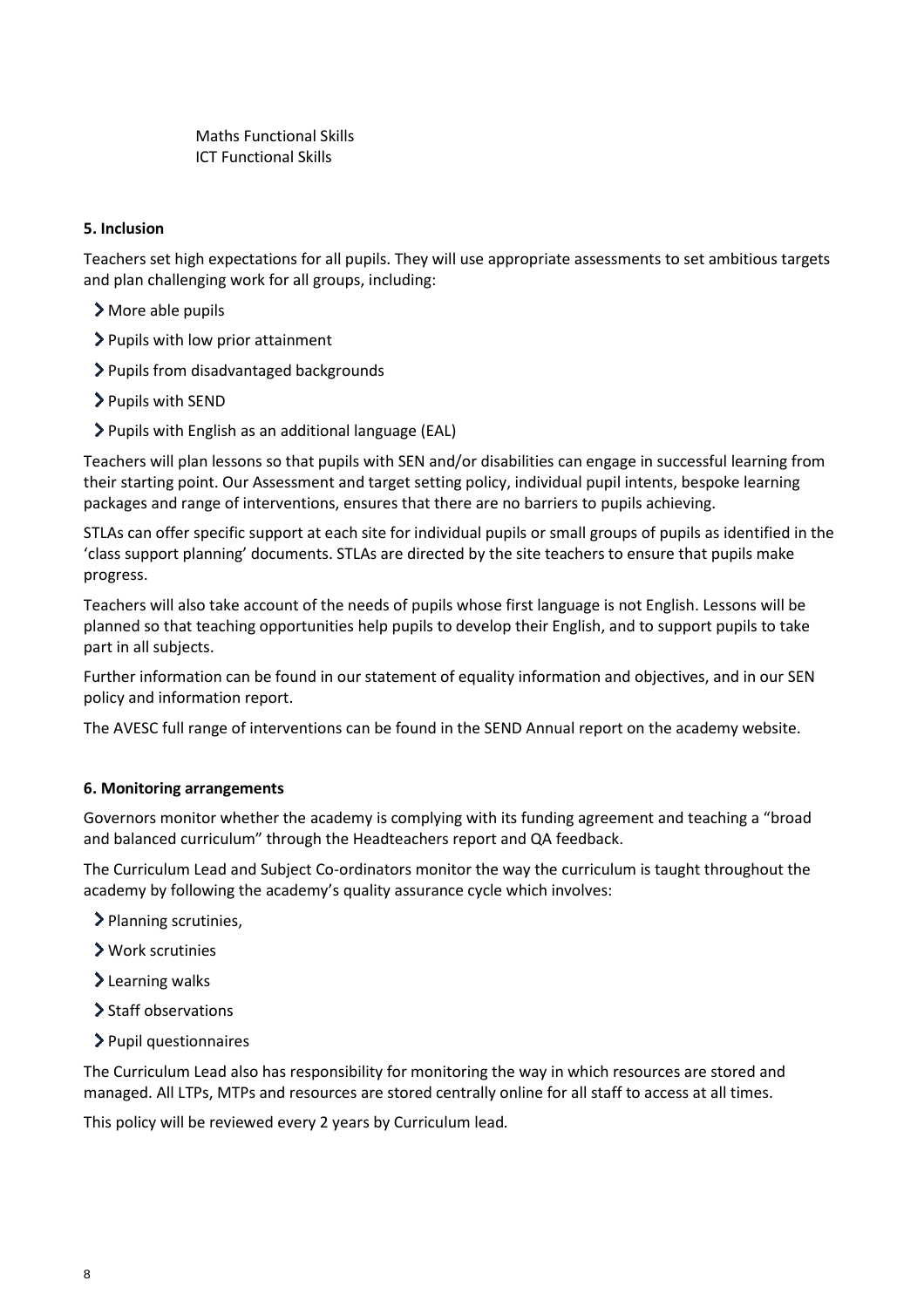Maths Functional Skills
ICT Functional Skills

**5. Inclusion**

Teachers set high expectations for all pupils. They will use appropriate assessments to set ambitious targets and plan challenging work for all groups, including:

- More able pupils
- Pupils with low prior attainment
- Pupils from disadvantaged backgrounds
- Pupils with SEND
- Pupils with English as an additional language (EAL)

Teachers will plan lessons so that pupils with SEN and/or disabilities can engage in successful learning from their starting point. Our Assessment and target setting policy, individual pupil intents, bespoke learning packages and range of interventions, ensures that there are no barriers to pupils achieving.

STLAs can offer specific support at each site for individual pupils or small groups of pupils as identified in the 'class support planning' documents. STLAs are directed by the site teachers to ensure that pupils make progress.

Teachers will also take account of the needs of pupils whose first language is not English. Lessons will be planned so that teaching opportunities help pupils to develop their English, and to support pupils to take part in all subjects.

Further information can be found in our statement of equality information and objectives, and in our SEN policy and information report.

The AVESC full range of interventions can be found in the SEND Annual report on the academy website.

**6. Monitoring arrangements**

Governors monitor whether the academy is complying with its funding agreement and teaching a "broad and balanced curriculum" through the Headteachers report and QA feedback.

The Curriculum Lead and Subject Co-ordinators monitor the way the curriculum is taught throughout the academy by following the academy's quality assurance cycle which involves:

- Planning scrutinies,
- Work scrutinies
- Learning walks
- Staff observations
- Pupil questionnaires

The Curriculum Lead also has responsibility for monitoring the way in which resources are stored and managed. All LTPs, MTPs and resources are stored centrally online for all staff to access at all times.

This policy will be reviewed every 2 years by Curriculum lead.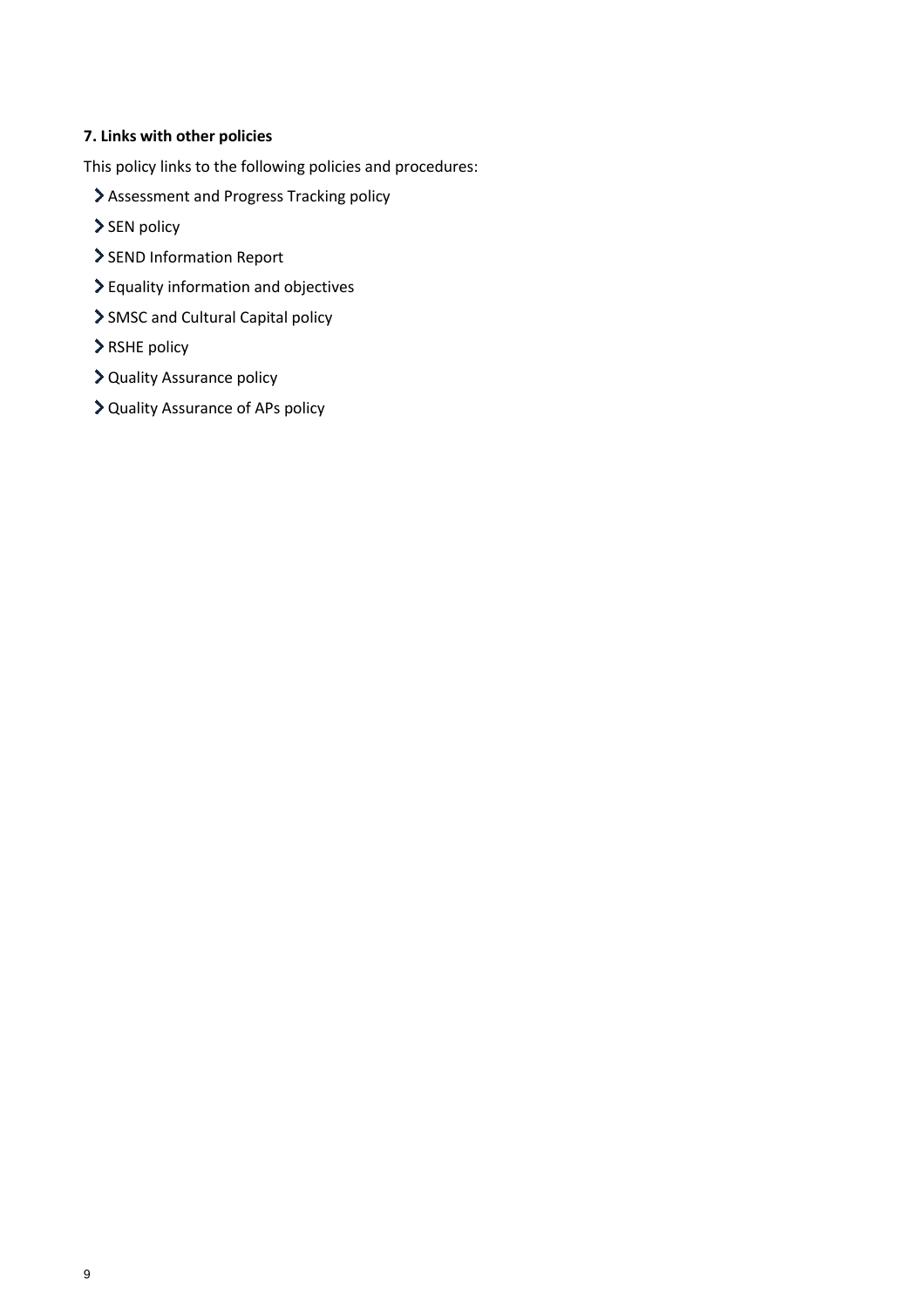#### 7. Links with other policies

This policy links to the following policies and procedures:

- Assessment and Progress Tracking policy
- SEN policy
- SEND Information Report
- Equality information and objectives
- SMSC and Cultural Capital policy
- RSHE policy
- Quality Assurance policy
- Quality Assurance of APs policy